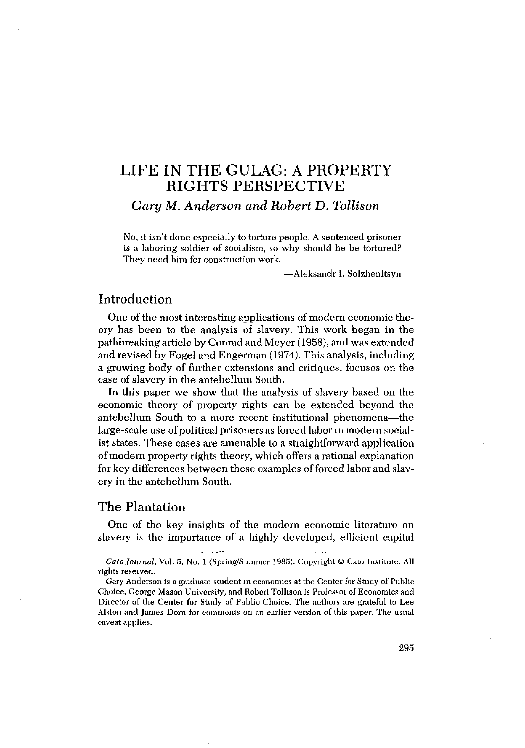# LIFE IN THE GULAG: A PROPERTY RIGHTS PERSPECTIVE

*Gary M. Anderson and Robert D. Tollison*

> No, it isn't done especially to torture people. A sentenced prisoner is a laboring soldier of socialism, so why should he be tortured? They need him for construction work.
>
> —Aleksandr I. Solzhenitsyn

## Introduction

One of the most interesting applications of modern economic theory has been to the analysis of slavery. This work began in the pathbreaking article by Conrad and Meyer (1958), and was extended and revised by Fogel and Engerman (1974). This analysis, including a growing body of further extensions and critiques, focuses on the case of slavery in the antebellum South.

In this paper we show that the analysis of slavery based on the economic theory of property rights can be extended beyond the antebellum South to a more recent institutional phenomena—the large-scale use of political prisoners as forced labor in modern socialist states. These cases are amenable to a straightforward application of modern property rights theory, which offers a rational explanation for key differences between these examples of forced labor and slavery in the antebellum South.

## The Plantation

One of the key insights of the modern economic literature on slavery is the importance of a highly developed, efficient capital

---

*Cato Journal*, Vol. 5, No. 1 (Spring/Summer 1985). Copyright © Cato Institute. All rights reserved.

Gary Anderson is a graduate student in economics at the Center for Study of Public Choice, George Mason University, and Robert Tollison is Professor of Economics and Director of the Center for Study of Public Choice. The authors are grateful to Lee Alston and James Dorn for comments on an earlier version of this paper. The usual caveat applies.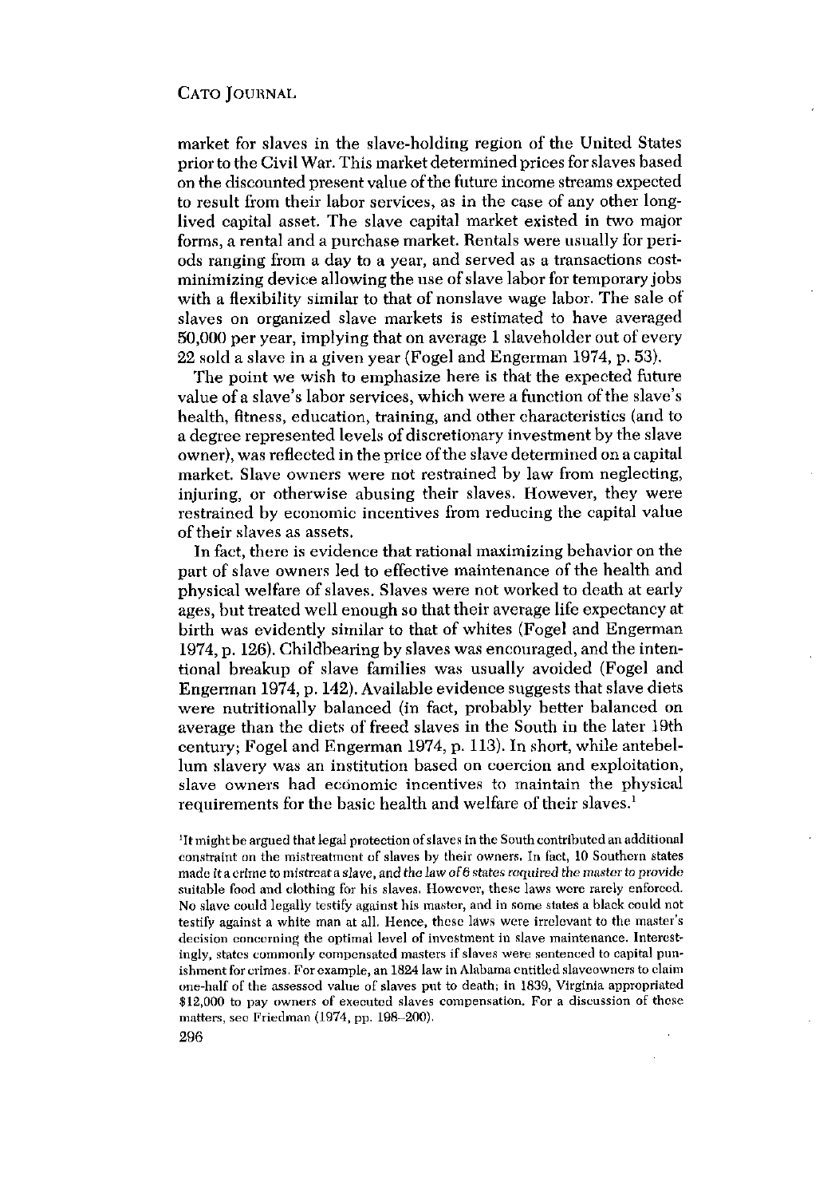market for slaves in the slave-holding region of the United States prior to the Civil War. This market determined prices for slaves based on the discounted present value of the future income streams expected to result from their labor services, as in the case of any other long-lived capital asset. The slave capital market existed in two major forms, a rental and a purchase market. Rentals were usually for periods ranging from a day to a year, and served as a transactions cost-minimizing device allowing the use of slave labor for temporary jobs with a flexibility similar to that of nonslave wage labor. The sale of slaves on organized slave markets is estimated to have averaged 50,000 per year, implying that on average 1 slaveholder out of every 22 sold a slave in a given year (Fogel and Engerman 1974, p. 53).

The point we wish to emphasize here is that the expected future value of a slave's labor services, which were a function of the slave's health, fitness, education, training, and other characteristics (and to a degree represented levels of discretionary investment by the slave owner), was reflected in the price of the slave determined on a capital market. Slave owners were not restrained by law from neglecting, injuring, or otherwise abusing their slaves. However, they were restrained by economic incentives from reducing the capital value of their slaves as assets.

In fact, there is evidence that rational maximizing behavior on the part of slave owners led to effective maintenance of the health and physical welfare of slaves. Slaves were not worked to death at early ages, but treated well enough so that their average life expectancy at birth was evidently similar to that of whites (Fogel and Engerman 1974, p. 126). Childbearing by slaves was encouraged, and the intentional breakup of slave families was usually avoided (Fogel and Engerman 1974, p. 142). Available evidence suggests that slave diets were nutritionally balanced (in fact, probably better balanced on average than the diets of freed slaves in the South in the later 19th century; Fogel and Engerman 1974, p. 113). In short, while antebellum slavery was an institution based on coercion and exploitation, slave owners had economic incentives to maintain the physical requirements for the basic health and welfare of their slaves.[1]

[1]It might be argued that legal protection of slaves in the South contributed an additional constraint on the mistreatment of slaves by their owners. In fact, 10 Southern states made it a crime to mistreat a slave, and *the law of 6 states required the master to provide* suitable food and clothing for his slaves. However, these laws were rarely enforced. No slave could legally testify against his master, and in some states a black could not testify against a white man at all. Hence, these laws were irrelevant to the master's decision concerning the optimal level of investment in slave maintenance. Interestingly, states commonly compensated masters if slaves were sentenced to capital punishment for crimes. For example, an 1824 law in Alabama entitled slaveowners to claim one-half of the assessed value of slaves put to death; in 1839, Virginia appropriated $12,000 to pay owners of executed slaves compensation. For a discussion of these matters, see Friedman (1974, pp. 198–200).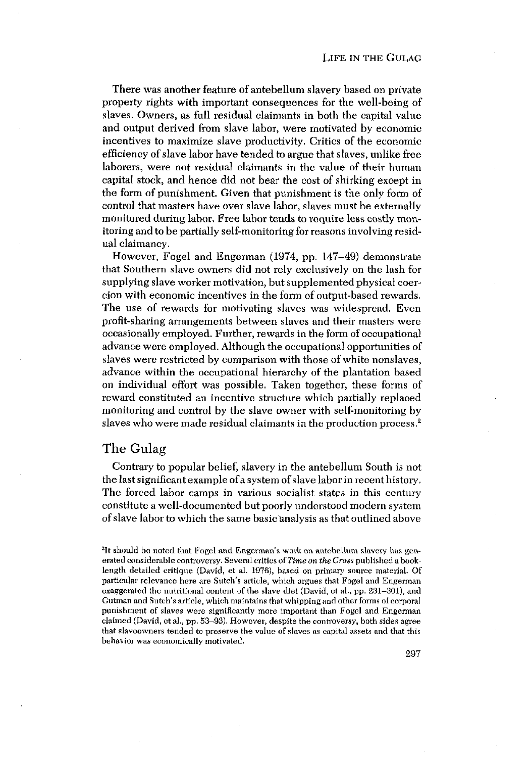There was another feature of antebellum slavery based on private property rights with important consequences for the well-being of slaves. Owners, as full residual claimants in both the capital value and output derived from slave labor, were motivated by economic incentives to maximize slave productivity. Critics of the economic efficiency of slave labor have tended to argue that slaves, unlike free laborers, were not residual claimants in the value of their human capital stock, and hence did not bear the cost of shirking except in the form of punishment. Given that punishment is the only form of control that masters have over slave labor, slaves must be externally monitored during labor. Free labor tends to require less costly monitoring and to be partially self-monitoring for reasons involving residual claimancy.

However, Fogel and Engerman (1974, pp. 147–49) demonstrate that Southern slave owners did not rely exclusively on the lash for supplying slave worker motivation, but supplemented physical coercion with economic incentives in the form of output-based rewards. The use of rewards for motivating slaves was widespread. Even profit-sharing arrangements between slaves and their masters were occasionally employed. Further, rewards in the form of occupational advance were employed. Although the occupational opportunities of slaves were restricted by comparison with those of white nonslaves, advance within the occupational hierarchy of the plantation based on individual effort was possible. Taken together, these forms of reward constituted an incentive structure which partially replaced monitoring and control by the slave owner with self-monitoring by slaves who were made residual claimants in the production process.[2]

## The Gulag

Contrary to popular belief, slavery in the antebellum South is not the last significant example of a system of slave labor in recent history. The forced labor camps in various socialist states in this century constitute a well-documented but poorly understood modern system of slave labor to which the same basic analysis as that outlined above

[2]It should be noted that Fogel and Engerman's work on antebellum slavery has generated considerable controversy. Several critics of *Time on the Cross* published a book-length detailed critique (David, et al. 1976), based on primary source material. Of particular relevance here are Sutch's article, which argues that Fogel and Engerman exaggerated the nutritional content of the slave diet (David, et al., pp. 231–301), and Gutman and Sutch's article, which maintains that whipping and other forms of corporal punishment of slaves were significantly more important than Fogel and Engerman claimed (David, et al., pp. 53–93). However, despite the controversy, both sides agree that slaveowners tended to preserve the value of slaves as capital assets and that this behavior was economically motivated.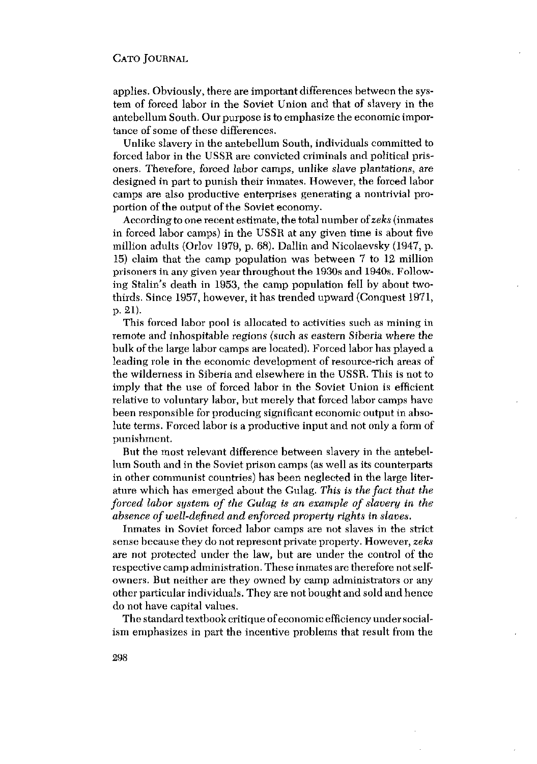applies. Obviously, there are important differences between the system of forced labor in the Soviet Union and that of slavery in the antebellum South. Our purpose is to emphasize the economic importance of some of these differences.

Unlike slavery in the antebellum South, individuals committed to forced labor in the USSR are convicted criminals and political prisoners. Therefore, forced labor camps, unlike slave plantations, are designed in part to punish their inmates. However, the forced labor camps are also productive enterprises generating a nontrivial proportion of the output of the Soviet economy.

According to one recent estimate, the total number of *zeks* (inmates in forced labor camps) in the USSR at any given time is about five million adults (Orlov 1979, p. 68). Dallin and Nicolaevsky (1947, p. 15) claim that the camp population was between 7 to 12 million prisoners in any given year throughout the 1930s and 1940s. Following Stalin's death in 1953, the camp population fell by about two-thirds. Since 1957, however, it has trended upward (Conquest 1971, p. 21).

This forced labor pool is allocated to activities such as mining in remote and inhospitable regions (such as eastern Siberia where the bulk of the large labor camps are located). Forced labor has played a leading role in the economic development of resource-rich areas of the wilderness in Siberia and elsewhere in the USSR. This is not to imply that the use of forced labor in the Soviet Union is efficient relative to voluntary labor, but merely that forced labor camps have been responsible for producing significant economic output in absolute terms. Forced labor is a productive input and not only a form of punishment.

But the most relevant difference between slavery in the antebellum South and in the Soviet prison camps (as well as its counterparts in other communist countries) has been neglected in the large literature which has emerged about the Gulag. *This is the fact that the forced labor system of the Gulag is an example of slavery in the absence of well-defined and enforced property rights in slaves.*

Inmates in Soviet forced labor camps are not slaves in the strict sense because they do not represent private property. However, *zeks* are not protected under the law, but are under the control of the respective camp administration. These inmates are therefore not self-owners. But neither are they owned by camp administrators or any other particular individuals. They are not bought and sold and hence do not have capital values.

The standard textbook critique of economic efficiency under socialism emphasizes in part the incentive problems that result from the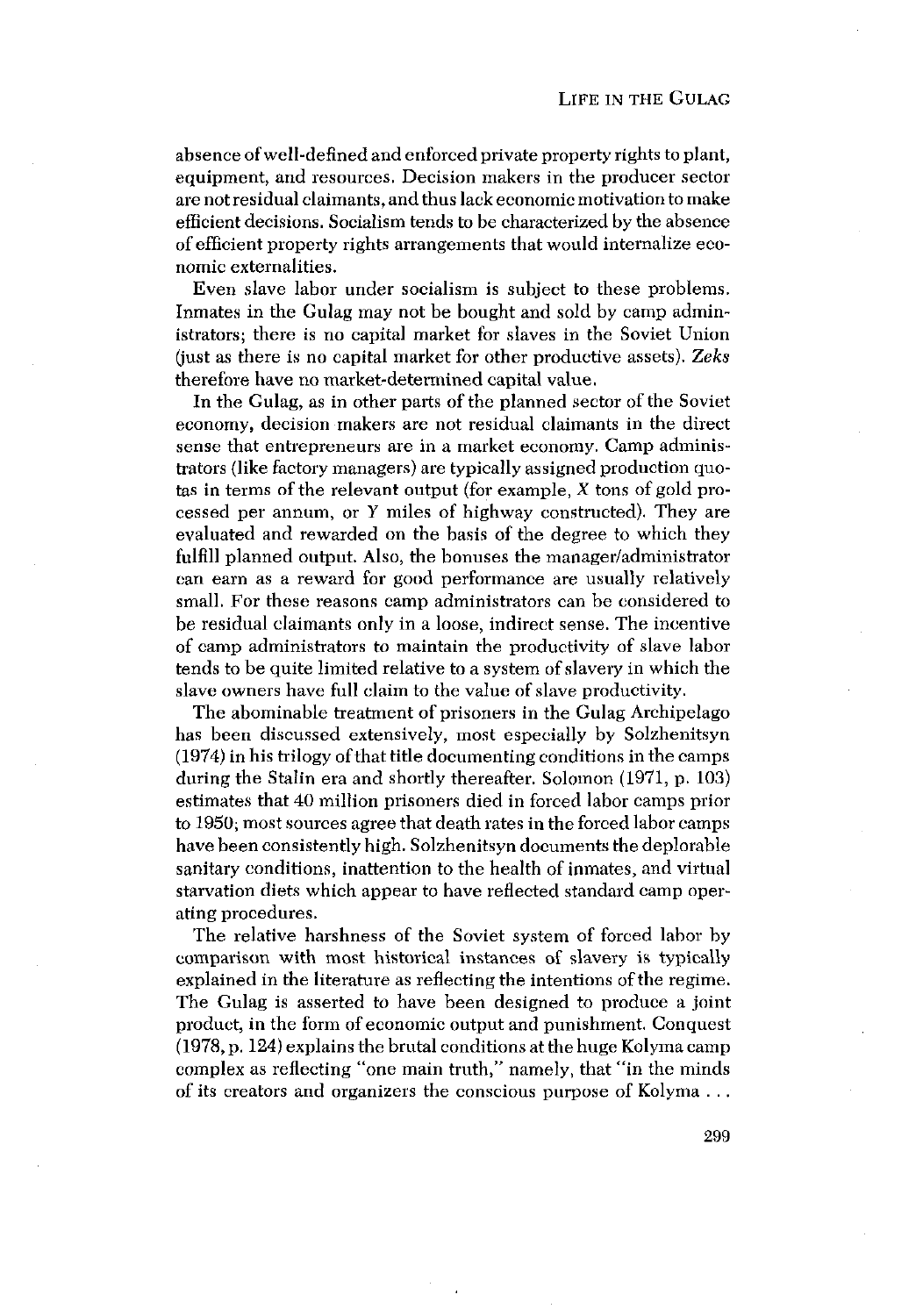absence of well-defined and enforced private property rights to plant, equipment, and resources. Decision makers in the producer sector are not residual claimants, and thus lack economic motivation to make efficient decisions. Socialism tends to be characterized by the absence of efficient property rights arrangements that would internalize economic externalities.

Even slave labor under socialism is subject to these problems. Inmates in the Gulag may not be bought and sold by camp administrators; there is no capital market for slaves in the Soviet Union (just as there is no capital market for other productive assets). *Zeks* therefore have no market-determined capital value.

In the Gulag, as in other parts of the planned sector of the Soviet economy, decision makers are not residual claimants in the direct sense that entrepreneurs are in a market economy. Camp administrators (like factory managers) are typically assigned production quotas in terms of the relevant output (for example, $X$ tons of gold processed per annum, or $Y$ miles of highway constructed). They are evaluated and rewarded on the basis of the degree to which they fulfill planned output. Also, the bonuses the manager/administrator can earn as a reward for good performance are usually relatively small. For these reasons camp administrators can be considered to be residual claimants only in a loose, indirect sense. The incentive of camp administrators to maintain the productivity of slave labor tends to be quite limited relative to a system of slavery in which the slave owners have full claim to the value of slave productivity.

The abominable treatment of prisoners in the Gulag Archipelago has been discussed extensively, most especially by Solzhenitsyn (1974) in his trilogy of that title documenting conditions in the camps during the Stalin era and shortly thereafter. Solomon (1971, p. 103) estimates that 40 million prisoners died in forced labor camps prior to 1950; most sources agree that death rates in the forced labor camps have been consistently high. Solzhenitsyn documents the deplorable sanitary conditions, inattention to the health of inmates, and virtual starvation diets which appear to have reflected standard camp operating procedures.

The relative harshness of the Soviet system of forced labor by comparison with most historical instances of slavery is typically explained in the literature as reflecting the intentions of the regime. The Gulag is asserted to have been designed to produce a joint product, in the form of economic output and punishment. Conquest (1978, p. 124) explains the brutal conditions at the huge Kolyma camp complex as reflecting "one main truth," namely, that "in the minds of its creators and organizers the conscious purpose of Kolyma . . .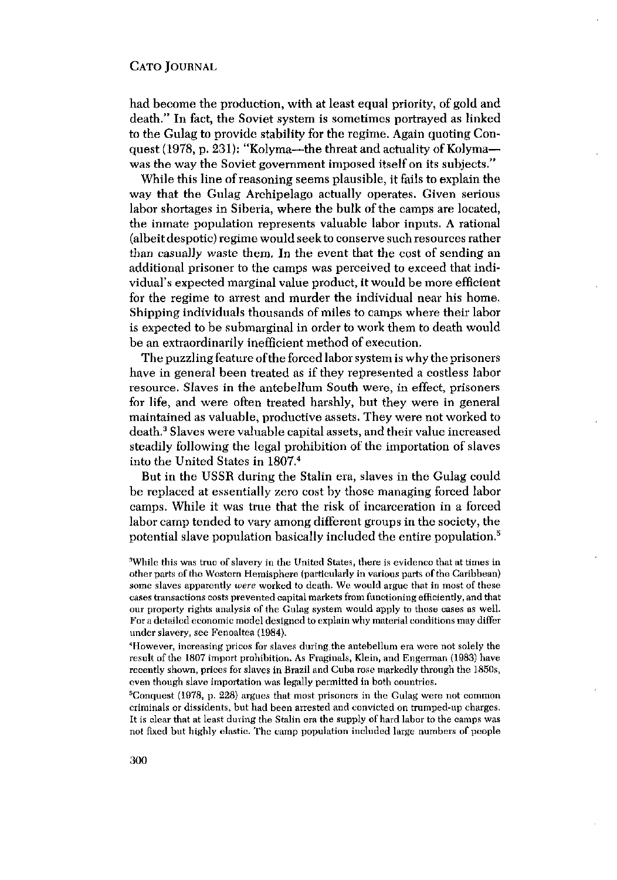had become the production, with at least equal priority, of gold and death." In fact, the Soviet system is sometimes portrayed as linked to the Gulag to provide stability for the regime. Again quoting Conquest (1978, p. 231): "Kolyma—the threat and actuality of Kolyma—was the way the Soviet government imposed itself on its subjects."

While this line of reasoning seems plausible, it fails to explain the way that the Gulag Archipelago actually operates. Given serious labor shortages in Siberia, where the bulk of the camps are located, the inmate population represents valuable labor inputs. A rational (albeit despotic) regime would seek to conserve such resources rather than casually waste them. In the event that the cost of sending an additional prisoner to the camps was perceived to exceed that individual's expected marginal value product, it would be more efficient for the regime to arrest and murder the individual near his home. Shipping individuals thousands of miles to camps where their labor is expected to be submarginal in order to work them to death would be an extraordinarily inefficient method of execution.

The puzzling feature of the forced labor system is why the prisoners have in general been treated as if they represented a costless labor resource. Slaves in the antebellum South were, in effect, prisoners for life, and were often treated harshly, but they were in general maintained as valuable, productive assets. They were not worked to death.[3] Slaves were valuable capital assets, and their value increased steadily following the legal prohibition of the importation of slaves into the United States in 1807.[4]

But in the USSR during the Stalin era, slaves in the Gulag could be replaced at essentially zero cost by those managing forced labor camps. While it was true that the risk of incarceration in a forced labor camp tended to vary among different groups in the society, the potential slave population basically included the entire population.[5]

[3]While this was true of slavery in the United States, there is evidence that at times in other parts of the Western Hemisphere (particularly in various parts of the Caribbean) some slaves apparently *were* worked to death. We would argue that in most of these cases transactions costs prevented capital markets from functioning efficiently, and that our property rights analysis of the Gulag system would apply to those cases as well. For a detailed economic model designed to explain why material conditions may differ under slavery, see Fenoaltea (1984).

[4]However, increasing prices for slaves during the antebellum era were not solely the result of the 1807 import prohibition. As Fraginals, Klein, and Engerman (1983) have recently shown, prices for slaves in Brazil and Cuba rose markedly through the 1850s, even though slave importation was legally permitted in both countries.

[5]Conquest (1978, p. 228) argues that most prisoners in the Gulag were not common criminals or dissidents, but had been arrested and convicted on trumped-up charges. It is clear that at least during the Stalin era the supply of hard labor to the camps was not fixed but highly elastic. The camp population included large numbers of people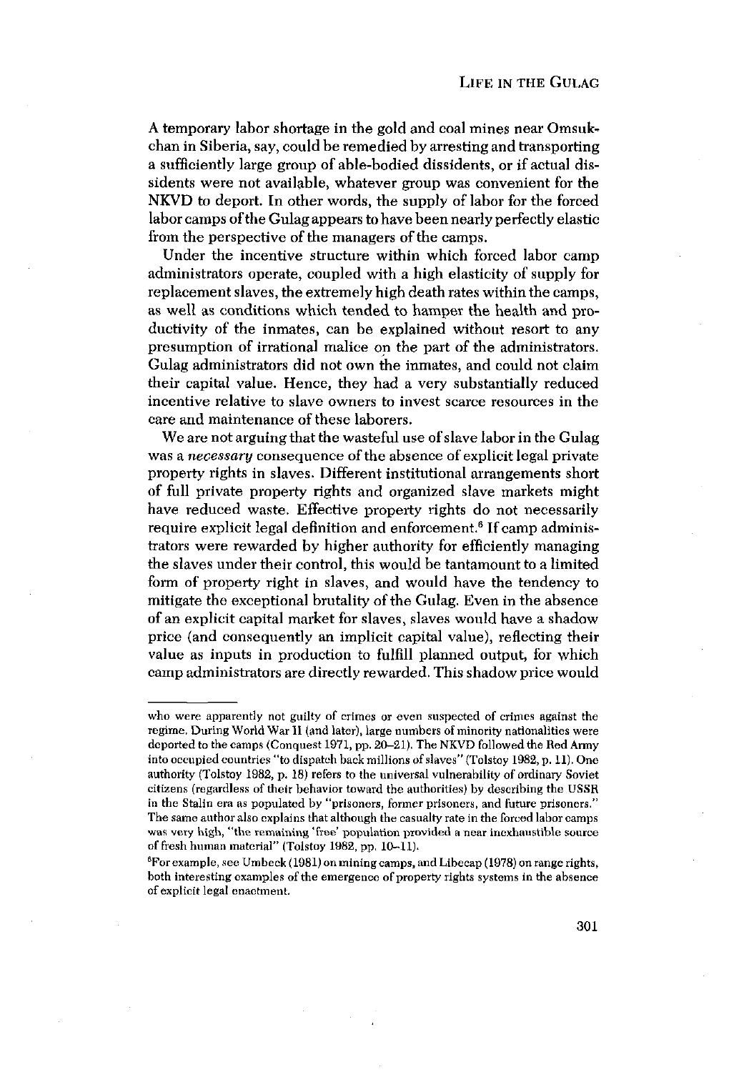A temporary labor shortage in the gold and coal mines near Omsukchan in Siberia, say, could be remedied by arresting and transporting a sufficiently large group of able-bodied dissidents, or if actual dissidents were not available, whatever group was convenient for the NKVD to deport. In other words, the supply of labor for the forced labor camps of the Gulag appears to have been nearly perfectly elastic from the perspective of the managers of the camps.

Under the incentive structure within which forced labor camp administrators operate, coupled with a high elasticity of supply for replacement slaves, the extremely high death rates within the camps, as well as conditions which tended to hamper the health and productivity of the inmates, can be explained without resort to any presumption of irrational malice on the part of the administrators. Gulag administrators did not own the inmates, and could not claim their capital value. Hence, they had a very substantially reduced incentive relative to slave owners to invest scarce resources in the care and maintenance of these laborers.

We are not arguing that the wasteful use of slave labor in the Gulag was a *necessary* consequence of the absence of explicit legal private property rights in slaves. Different institutional arrangements short of full private property rights and organized slave markets might have reduced waste. Effective property rights do not necessarily require explicit legal definition and enforcement.[6] If camp administrators were rewarded by higher authority for efficiently managing the slaves under their control, this would be tantamount to a limited form of property right in slaves, and would have the tendency to mitigate the exceptional brutality of the Gulag. Even in the absence of an explicit capital market for slaves, slaves would have a shadow price (and consequently an implicit capital value), reflecting their value as inputs in production to fulfill planned output, for which camp administrators are directly rewarded. This shadow price would

---

who were apparently not guilty of crimes or even suspected of crimes against the regime. During World War II (and later), large numbers of minority nationalities were deported to the camps (Conquest 1971, pp. 20–21). The NKVD followed the Red Army into occupied countries "to dispatch back millions of slaves" (Tolstoy 1982, p. 11). One authority (Tolstoy 1982, p. 18) refers to the universal vulnerability of ordinary Soviet citizens (regardless of their behavior toward the authorities) by describing the USSR in the Stalin era as populated by "prisoners, former prisoners, and future prisoners." The same author also explains that although the casualty rate in the forced labor camps was very high, "the remaining 'free' population provided a near inexhaustible source of fresh human material" (Tolstoy 1982, pp. 10–11).

[6] For example, see Umbeck (1981) on mining camps, and Libecap (1978) on range rights, both interesting examples of the emergence of property rights systems in the absence of explicit legal enactment.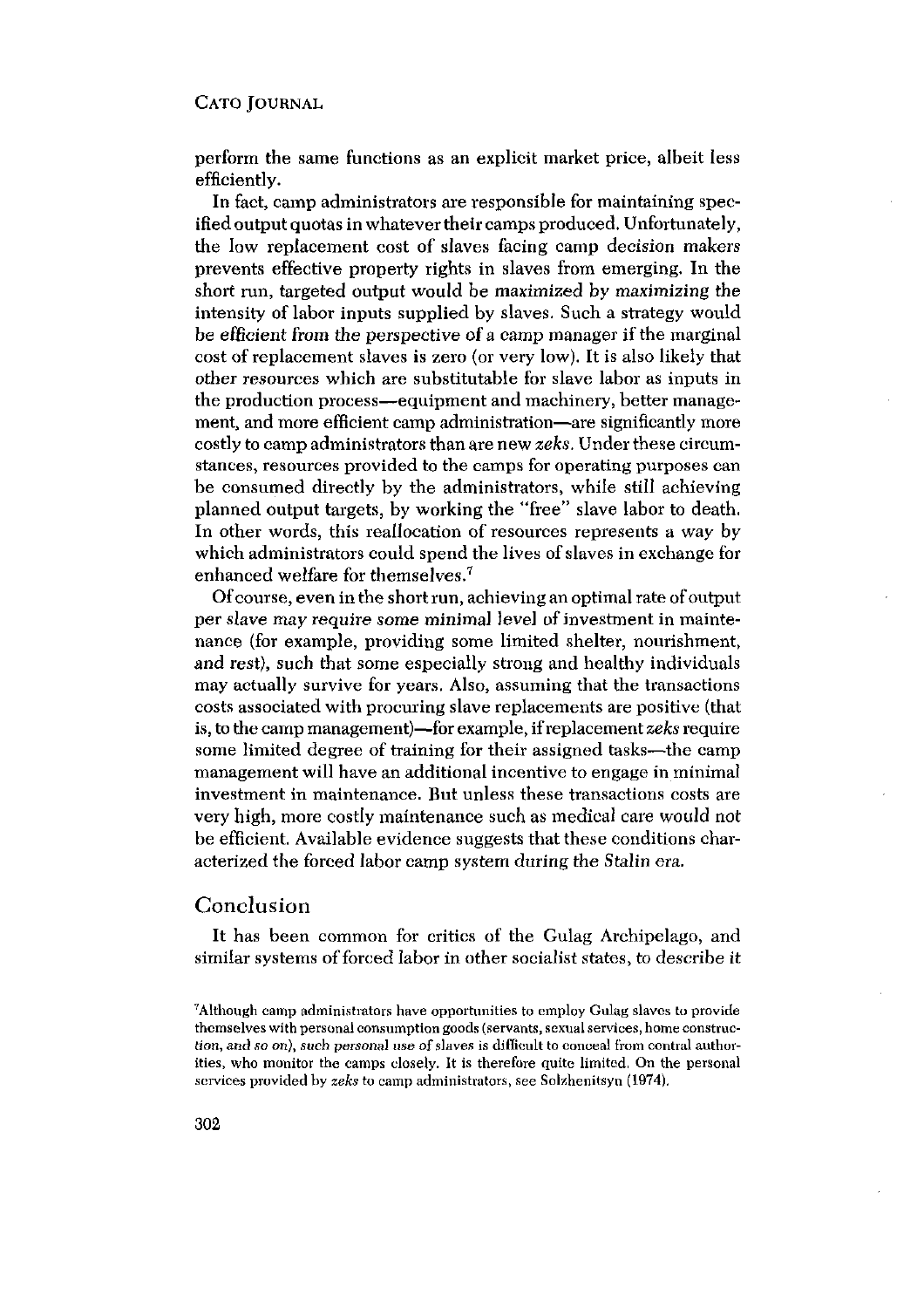perform the same functions as an explicit market price, albeit less efficiently.

In fact, camp administrators are responsible for maintaining specified output quotas in whatever their camps produced. Unfortunately, the low replacement cost of slaves facing camp decision makers prevents effective property rights in slaves from emerging. In the short run, targeted output would be maximized by maximizing the intensity of labor inputs supplied by slaves. Such a strategy would be efficient from the perspective of a camp manager if the marginal cost of replacement slaves is zero (or very low). It is also likely that other resources which are substitutable for slave labor as inputs in the production process—equipment and machinery, better management, and more efficient camp administration—are significantly more costly to camp administrators than are new *zeks*. Under these circumstances, resources provided to the camps for operating purposes can be consumed directly by the administrators, while still achieving planned output targets, by working the "free" slave labor to death. In other words, this reallocation of resources represents a way by which administrators could spend the lives of slaves in exchange for enhanced welfare for themselves.[7]

Of course, even in the short run, achieving an optimal rate of output per slave may require some minimal level of investment in maintenance (for example, providing some limited shelter, nourishment, and rest), such that some especially strong and healthy individuals may actually survive for years. Also, assuming that the transactions costs associated with procuring slave replacements are positive (that is, to the camp management)—for example, if replacement *zeks* require some limited degree of training for their assigned tasks—the camp management will have an additional incentive to engage in minimal investment in maintenance. But unless these transactions costs are very high, more costly maintenance such as medical care would not be efficient. Available evidence suggests that these conditions characterized the forced labor camp system during the Stalin era.

## Conclusion

It has been common for critics of the Gulag Archipelago, and similar systems of forced labor in other socialist states, to describe it

[7]Although camp administrators have opportunities to employ Gulag slaves to provide themselves with personal consumption goods (servants, sexual services, home construction, and so on), such personal use of slaves is difficult to conceal from central authorities, who monitor the camps closely. It is therefore quite limited. On the personal services provided by *zeks* to camp administrators, see Solzhenitsyn (1974).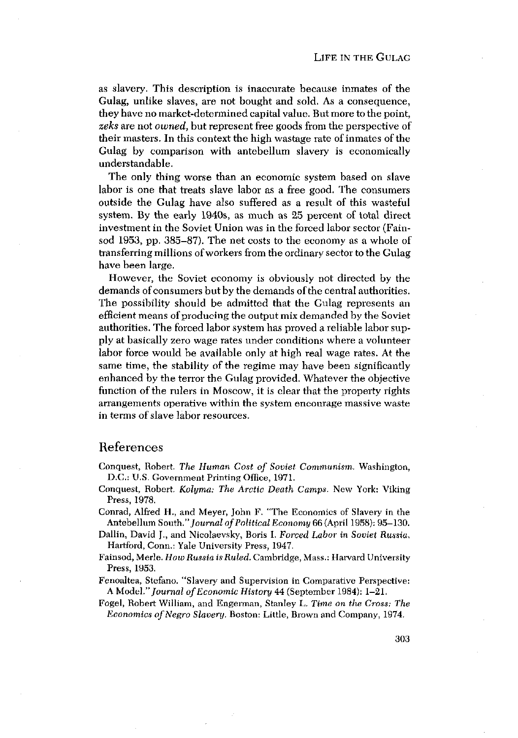as slavery. This description is inaccurate because inmates of the Gulag, unlike slaves, are not bought and sold. As a consequence, they have no market-determined capital value. But more to the point, *zeks* are not *owned*, but represent free goods from the perspective of their masters. In this context the high wastage rate of inmates of the Gulag by comparison with antebellum slavery is economically understandable.

The only thing worse than an economic system based on slave labor is one that treats slave labor as a free good. The consumers outside the Gulag have also suffered as a result of this wasteful system. By the early 1940s, as much as 25 percent of total direct investment in the Soviet Union was in the forced labor sector (Fainsod 1953, pp. 385–87). The net costs to the economy as a whole of transferring millions of workers from the ordinary sector to the Gulag have been large.

However, the Soviet economy is obviously not directed by the demands of consumers but by the demands of the central authorities. The possibility should be admitted that the Gulag represents an efficient means of producing the output mix demanded by the Soviet authorities. The forced labor system has proved a reliable labor supply at basically zero wage rates under conditions where a volunteer labor force would be available only at high real wage rates. At the same time, the stability of the regime may have been significantly enhanced by the terror the Gulag provided. Whatever the objective function of the rulers in Moscow, it is clear that the property rights arrangements operative within the system encourage massive waste in terms of slave labor resources.

## References

Conquest, Robert. *The Human Cost of Soviet Communism*. Washington, D.C.: U.S. Government Printing Office, 1971.

Conquest, Robert. *Kolyma: The Arctic Death Camps*. New York: Viking Press, 1978.

Conrad, Alfred H., and Meyer, John F. "The Economics of Slavery in the Antebellum South." *Journal of Political Economy* 66 (April 1958): 95–130.

Dallin, David J., and Nicolaevsky, Boris I. *Forced Labor in Soviet Russia*. Hartford, Conn.: Yale University Press, 1947.

Fainsod, Merle. *How Russia is Ruled*. Cambridge, Mass.: Harvard University Press, 1953.

Fenoaltea, Stefano. "Slavery and Supervision in Comparative Perspective: A Model." *Journal of Economic History* 44 (September 1984): 1–21.

Fogel, Robert William, and Engerman, Stanley L. *Time on the Cross: The Economics of Negro Slavery*. Boston: Little, Brown and Company, 1974.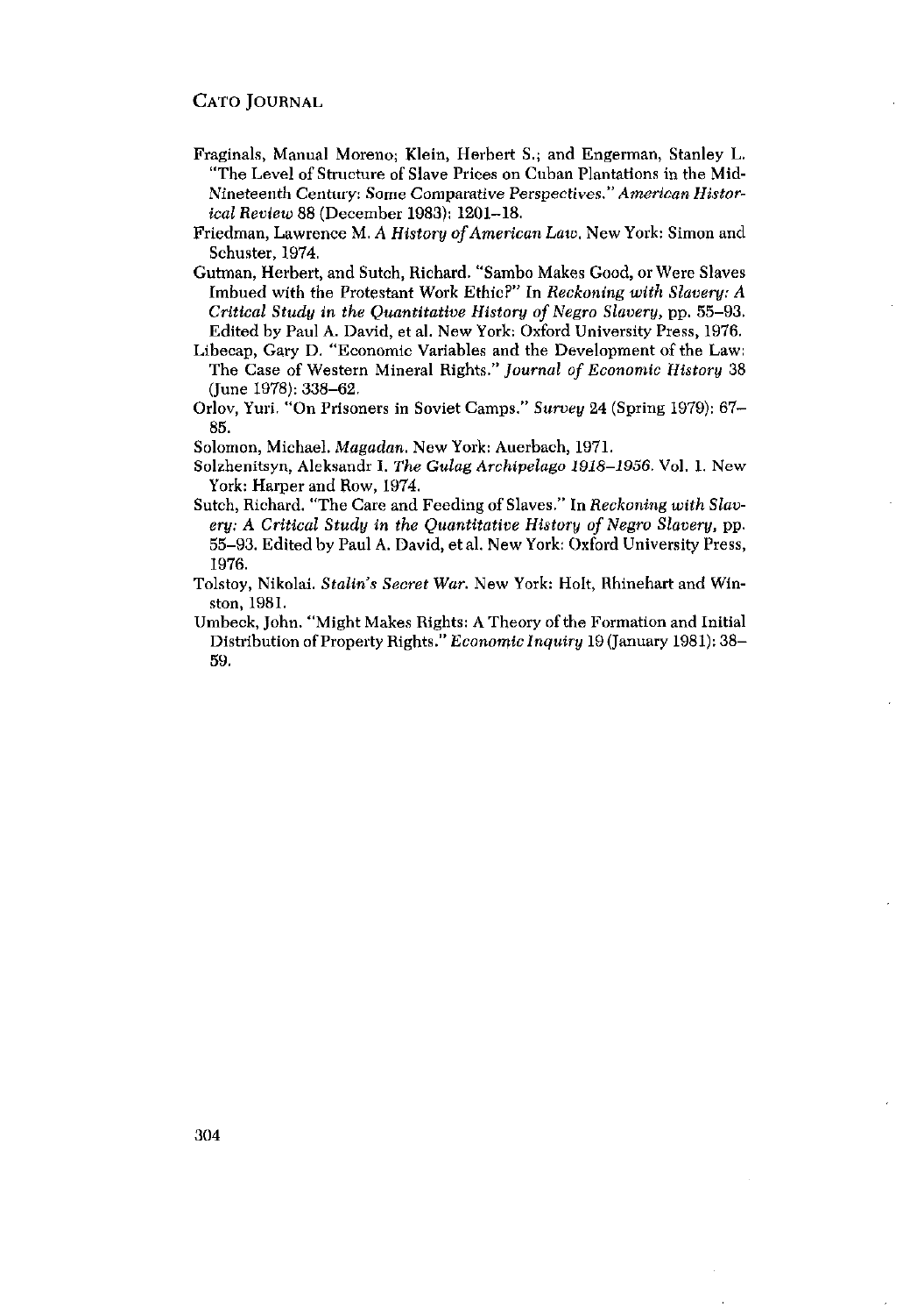Fraginals, Manual Moreno; Klein, Herbert S.; and Engerman, Stanley L. "The Level of Structure of Slave Prices on Cuban Plantations in the Mid-Nineteenth Century: Some Comparative Perspectives." *American Historical Review* 88 (December 1983): 1201–18.

Friedman, Lawrence M. *A History of American Law*. New York: Simon and Schuster, 1974.

Gutman, Herbert, and Sutch, Richard. "Sambo Makes Good, or Were Slaves Imbued with the Protestant Work Ethic?" In *Reckoning with Slavery: A Critical Study in the Quantitative History of Negro Slavery*, pp. 55–93. Edited by Paul A. David, et al. New York: Oxford University Press, 1976.

Libecap, Gary D. "Economic Variables and the Development of the Law: The Case of Western Mineral Rights." *Journal of Economic History* 38 (June 1978): 338–62.

Orlov, Yuri. "On Prisoners in Soviet Camps." *Survey* 24 (Spring 1979): 67–85.

Solomon, Michael. *Magadan*. New York: Auerbach, 1971.

Solzhenitsyn, Aleksandr I. *The Gulag Archipelago 1918–1956*. Vol. 1. New York: Harper and Row, 1974.

Sutch, Richard. "The Care and Feeding of Slaves." In *Reckoning with Slavery: A Critical Study in the Quantitative History of Negro Slavery*, pp. 55–93. Edited by Paul A. David, et al. New York: Oxford University Press, 1976.

Tolstoy, Nikolai. *Stalin's Secret War*. New York: Holt, Rhinehart and Winston, 1981.

Umbeck, John. "Might Makes Rights: A Theory of the Formation and Initial Distribution of Property Rights." *Economic Inquiry* 19 (January 1981): 38–59.